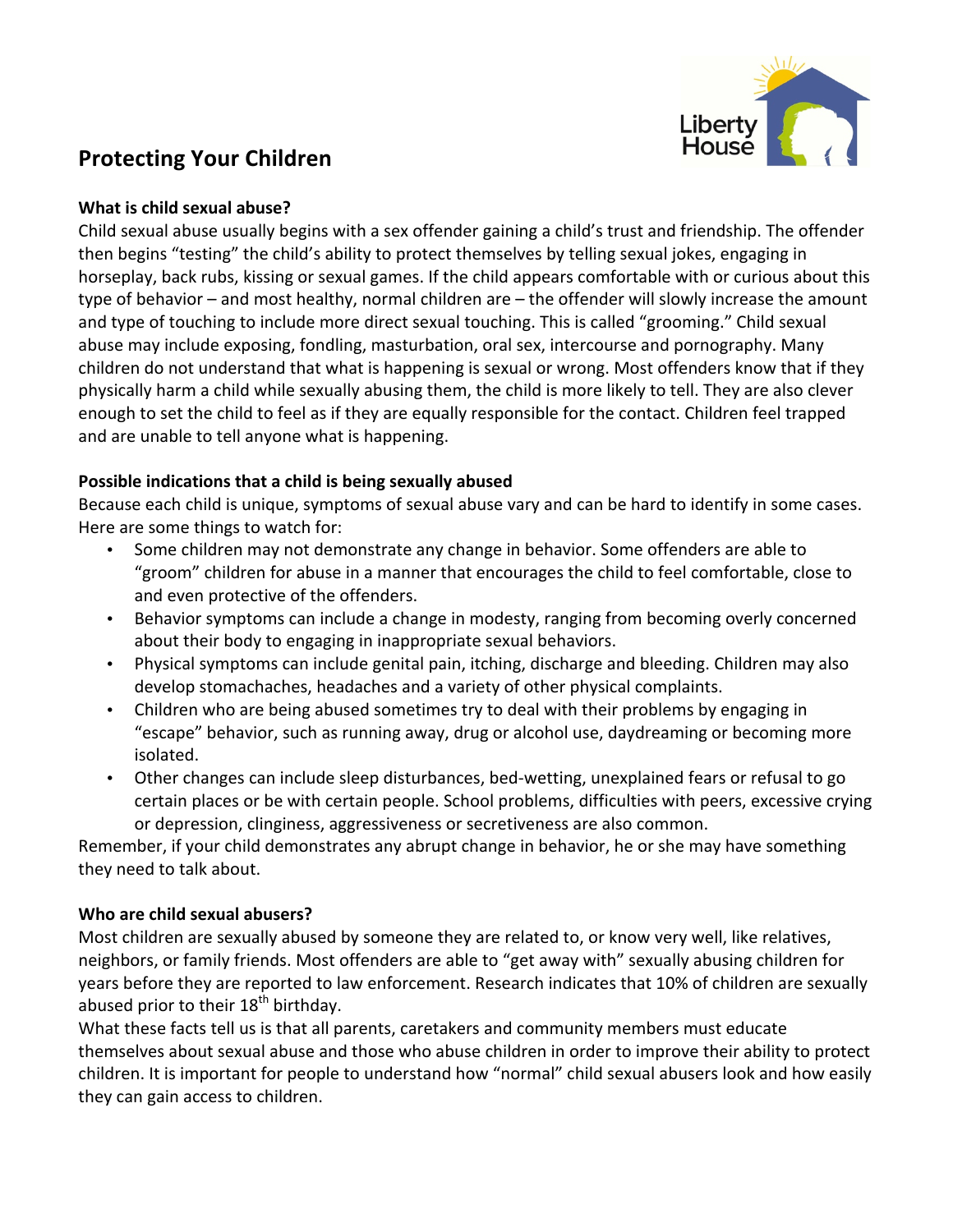# Protecting Your Children

### What is child sexual abuse?

Child sexual abuse usually begins with a sex offender gaining a child's trust and friendship. The offender then begins "testing" the child's ability to protect themselves by telling sexual jokes, engaging in horseplay, back rubs, kissing or sexual games. If the child appears comfortable with or curious about this type of behavior – and most healthy, normal children are – the offender will slowly increase the amount and type of touching to include more direct sexual touching. This is called "grooming." Child sexual abuse may include exposing, fondling, masturbation, oral sex, intercourse and pornography. Many children do not understand that what is happening is sexual or wrong. Most offenders know that if they physically harm a child while sexually abusing them, the child is more likely to tell. They are also clever enough to set the child to feel as if they are equally responsible for the contact. Children feel trapped and are unable to tell anyone what is happening.

### Possible indications that a child is being sexually abused

Because each child is unique, symptoms of sexual abuse vary and can be hard to identify in some cases. Here are some things to watch for:

- Some children may not demonstrate any change in behavior. Some offenders are able to "groom" children for abuse in a manner that encourages the child to feel comfortable, close to and even protective of the offenders.
- Behavior symptoms can include a change in modesty, ranging from becoming overly concerned about their body to engaging in inappropriate sexual behaviors.
- Physical symptoms can include genital pain, itching, discharge and bleeding. Children may also develop stomachaches, headaches and a variety of other physical complaints.
- Children who are being abused sometimes try to deal with their problems by engaging in "escape" behavior, such as running away, drug or alcohol use, daydreaming or becoming more isolated.
- Other changes can include sleep disturbances, bed-wetting, unexplained fears or refusal to go certain places or be with certain people. School problems, difficulties with peers, excessive crying or depression, clinginess, aggressiveness or secretiveness are also common.

Remember, if your child demonstrates any abrupt change in behavior, he or she may have something they need to talk about.

### Who are child sexual abusers?

Most children are sexually abused by someone they are related to, or know very well, like relatives, neighbors, or family friends. Most offenders are able to "get away with" sexually abusing children for years before they are reported to law enforcement. Research indicates that 10% of children are sexually abused prior to their 18th birthday.

What these facts tell us is that all parents, caretakers and community members must educate themselves about sexual abuse and those who abuse children in order to improve their ability to protect children. It is important for people to understand how "normal" child sexual abusers look and how easily they can gain access to children.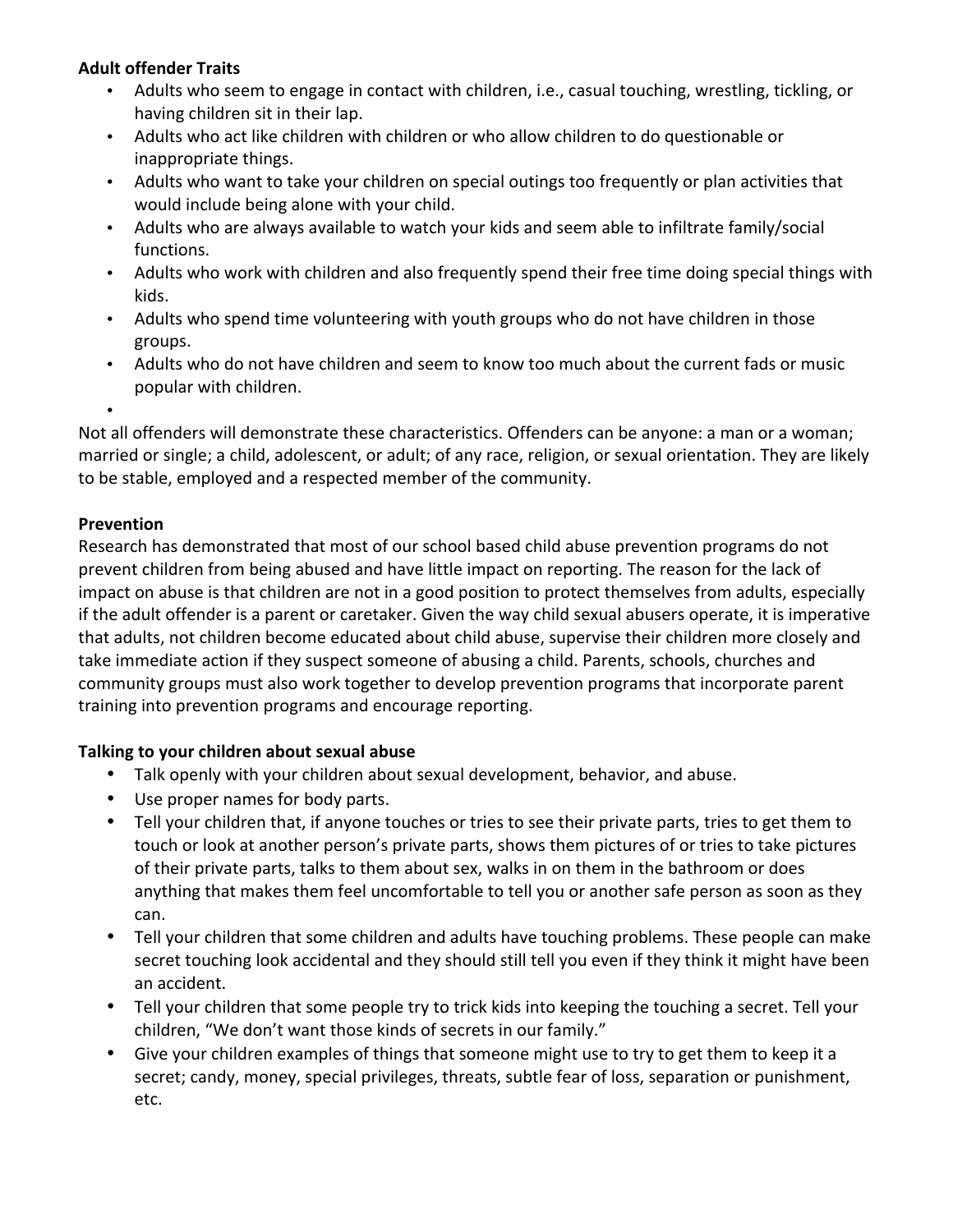**Adult offender Traits**

- Adults who seem to engage in contact with children, i.e., casual touching, wrestling, tickling, or having children sit in their lap.
- Adults who act like children with children or who allow children to do questionable or inappropriate things.
- Adults who want to take your children on special outings too frequently or plan activities that would include being alone with your child.
- Adults who are always available to watch your kids and seem able to infiltrate family/social functions.
- Adults who work with children and also frequently spend their free time doing special things with kids.
- Adults who spend time volunteering with youth groups who do not have children in those groups.
- Adults who do not have children and seem to know too much about the current fads or music popular with children.

Not all offenders will demonstrate these characteristics. Offenders can be anyone: a man or a woman; married or single; a child, adolescent, or adult; of any race, religion, or sexual orientation. They are likely to be stable, employed and a respected member of the community.

**Prevention**

Research has demonstrated that most of our school based child abuse prevention programs do not prevent children from being abused and have little impact on reporting. The reason for the lack of impact on abuse is that children are not in a good position to protect themselves from adults, especially if the adult offender is a parent or caretaker. Given the way child sexual abusers operate, it is imperative that adults, not children become educated about child abuse, supervise their children more closely and take immediate action if they suspect someone of abusing a child. Parents, schools, churches and community groups must also work together to develop prevention programs that incorporate parent training into prevention programs and encourage reporting.

**Talking to your children about sexual abuse**

- Talk openly with your children about sexual development, behavior, and abuse.
- Use proper names for body parts.
- Tell your children that, if anyone touches or tries to see their private parts, tries to get them to touch or look at another person's private parts, shows them pictures of or tries to take pictures of their private parts, talks to them about sex, walks in on them in the bathroom or does anything that makes them feel uncomfortable to tell you or another safe person as soon as they can.
- Tell your children that some children and adults have touching problems. These people can make secret touching look accidental and they should still tell you even if they think it might have been an accident.
- Tell your children that some people try to trick kids into keeping the touching a secret. Tell your children, "We don't want those kinds of secrets in our family."
- Give your children examples of things that someone might use to try to get them to keep it a secret; candy, money, special privileges, threats, subtle fear of loss, separation or punishment, etc.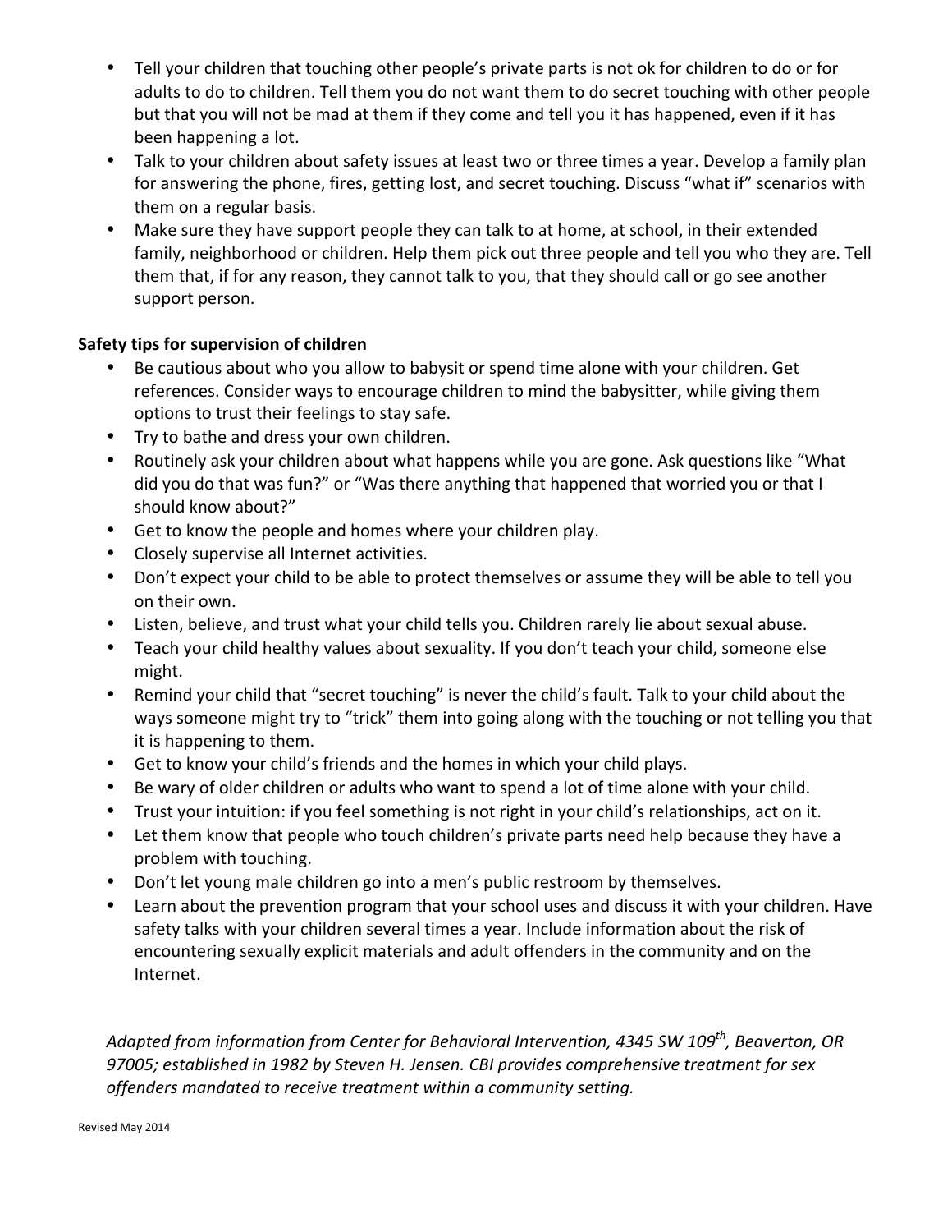- Tell your children that touching other people's private parts is not ok for children to do or for adults to do to children. Tell them you do not want them to do secret touching with other people but that you will not be mad at them if they come and tell you it has happened, even if it has been happening a lot.
- Talk to your children about safety issues at least two or three times a year. Develop a family plan for answering the phone, fires, getting lost, and secret touching. Discuss "what if" scenarios with them on a regular basis.
- Make sure they have support people they can talk to at home, at school, in their extended family, neighborhood or children. Help them pick out three people and tell you who they are. Tell them that, if for any reason, they cannot talk to you, that they should call or go see another support person.

**Safety tips for supervision of children**

- Be cautious about who you allow to babysit or spend time alone with your children. Get references. Consider ways to encourage children to mind the babysitter, while giving them options to trust their feelings to stay safe.
- Try to bathe and dress your own children.
- Routinely ask your children about what happens while you are gone. Ask questions like "What did you do that was fun?" or "Was there anything that happened that worried you or that I should know about?"
- Get to know the people and homes where your children play.
- Closely supervise all Internet activities.
- Don't expect your child to be able to protect themselves or assume they will be able to tell you on their own.
- Listen, believe, and trust what your child tells you. Children rarely lie about sexual abuse.
- Teach your child healthy values about sexuality. If you don't teach your child, someone else might.
- Remind your child that "secret touching" is never the child's fault. Talk to your child about the ways someone might try to "trick" them into going along with the touching or not telling you that it is happening to them.
- Get to know your child's friends and the homes in which your child plays.
- Be wary of older children or adults who want to spend a lot of time alone with your child.
- Trust your intuition: if you feel something is not right in your child's relationships, act on it.
- Let them know that people who touch children's private parts need help because they have a problem with touching.
- Don't let young male children go into a men's public restroom by themselves.
- Learn about the prevention program that your school uses and discuss it with your children. Have safety talks with your children several times a year. Include information about the risk of encountering sexually explicit materials and adult offenders in the community and on the Internet.

*Adapted from information from Center for Behavioral Intervention, 4345 SW 109th, Beaverton, OR 97005; established in 1982 by Steven H. Jensen. CBI provides comprehensive treatment for sex offenders mandated to receive treatment within a community setting.*

Revised May 2014